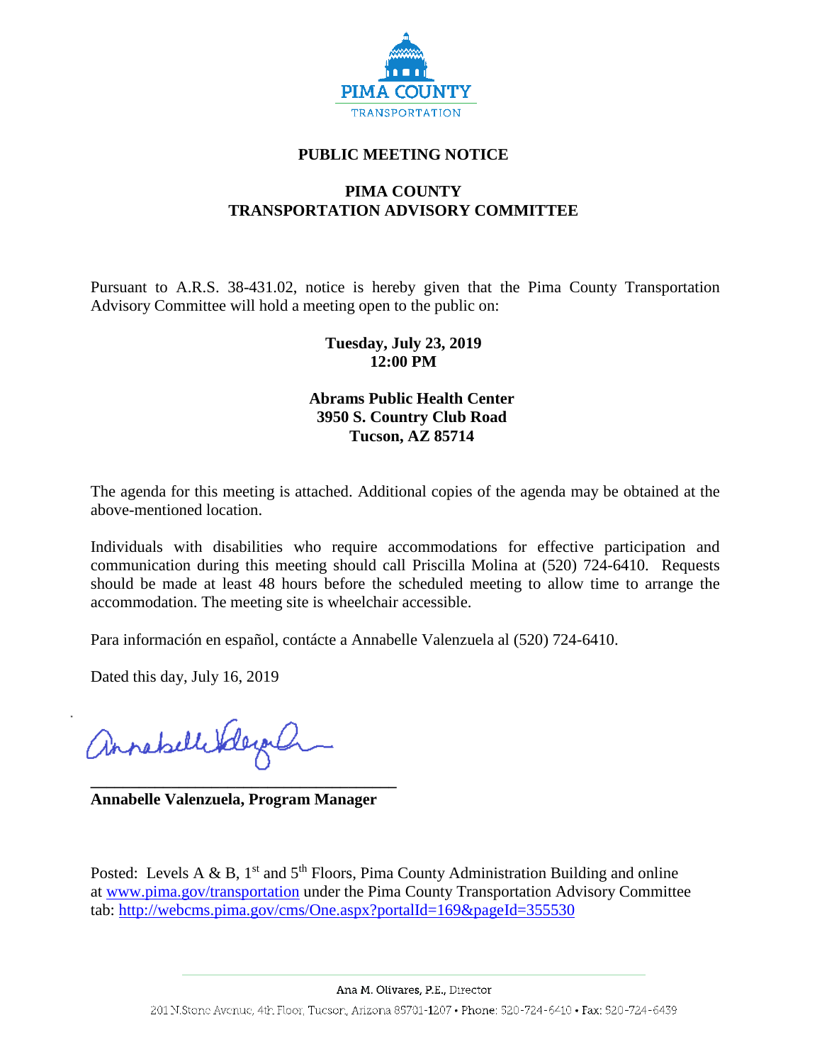PIMA COUNTY
TRANSPORTATION

# PUBLIC MEETING NOTICE

## PIMA COUNTY
## TRANSPORTATION ADVISORY COMMITTEE

Pursuant to A.R.S. 38-431.02, notice is hereby given that the Pima County Transportation Advisory Committee will hold a meeting open to the public on:

**Tuesday, July 23, 2019**
**12:00 PM**

**Abrams Public Health Center**
**3950 S. Country Club Road**
**Tucson, AZ 85714**

The agenda for this meeting is attached. Additional copies of the agenda may be obtained at the above-mentioned location.

Individuals with disabilities who require accommodations for effective participation and communication during this meeting should call Priscilla Molina at (520) 724-6410. Requests should be made at least 48 hours before the scheduled meeting to allow time to arrange the accommodation. The meeting site is wheelchair accessible.

Para información en español, contácte a Annabelle Valenzuela al (520) 724-6410.

Dated this day, July 16, 2019

**Annabelle Valenzuela, Program Manager**

Posted: Levels A & B, 1st and 5th Floors, Pima County Administration Building and online at www.pima.gov/transportation under the Pima County Transportation Advisory Committee tab: http://webcms.pima.gov/cms/One.aspx?portalId=169&pageId=355530

Ana M. Olivares, P.E., Director

201 N.Stone Avenue, 4th Floor, Tucson, Arizona 85701-1207 • Phone: 520-724-6410 • Fax: 520-724-6439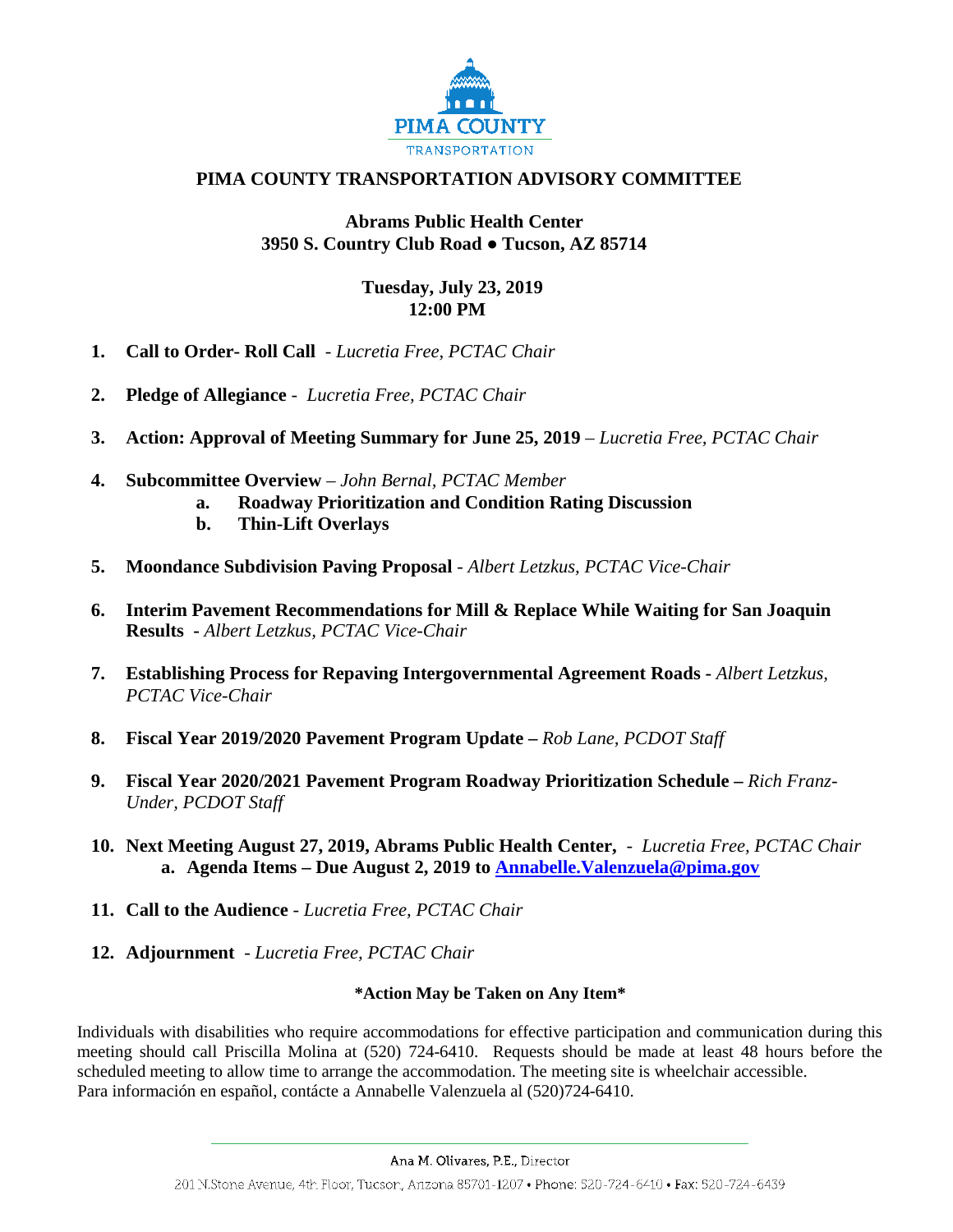PIMA COUNTY

TRANSPORTATION

# PIMA COUNTY TRANSPORTATION ADVISORY COMMITTEE

**Abrams Public Health Center**
**3950 S. Country Club Road ● Tucson, AZ 85714**

**Tuesday, July 23, 2019**
**12:00 PM**

1. **Call to Order- Roll Call** - *Lucretia Free, PCTAC Chair*
2. **Pledge of Allegiance** - *Lucretia Free, PCTAC Chair*
3. **Action: Approval of Meeting Summary for June 25, 2019** – *Lucretia Free, PCTAC Chair*
4. **Subcommittee Overview** – *John Bernal, PCTAC Member*
   a. **Roadway Prioritization and Condition Rating Discussion**
   b. **Thin-Lift Overlays**
5. **Moondance Subdivision Paving Proposal** - *Albert Letzkus, PCTAC Vice-Chair*
6. **Interim Pavement Recommendations for Mill & Replace While Waiting for San Joaquin Results** - *Albert Letzkus, PCTAC Vice-Chair*
7. **Establishing Process for Repaving Intergovernmental Agreement Roads** - *Albert Letzkus, PCTAC Vice-Chair*
8. **Fiscal Year 2019/2020 Pavement Program Update –** *Rob Lane, PCDOT Staff*
9. **Fiscal Year 2020/2021 Pavement Program Roadway Prioritization Schedule –** *Rich Franz-Under, PCDOT Staff*
10. **Next Meeting August 27, 2019, Abrams Public Health Center,** - *Lucretia Free, PCTAC Chair*
    a. **Agenda Items – Due August 2, 2019 to [Annabelle.Valenzuela@pima.gov](mailto:Annabelle.Valenzuela@pima.gov)**
11. **Call to the Audience** - *Lucretia Free, PCTAC Chair*
12. **Adjournment** - *Lucretia Free, PCTAC Chair*

**\*Action May be Taken on Any Item\***

Individuals with disabilities who require accommodations for effective participation and communication during this meeting should call Priscilla Molina at (520) 724-6410. Requests should be made at least 48 hours before the scheduled meeting to allow time to arrange the accommodation. The meeting site is wheelchair accessible.
Para información en español, contácte a Annabelle Valenzuela al (520)724-6410.

Ana M. Olivares, P.E., Director

201 N.Stone Avenue, 4th Floor, Tucson, Arizona 85701-1207 • Phone: 520-724-6410 • Fax: 520-724-6439